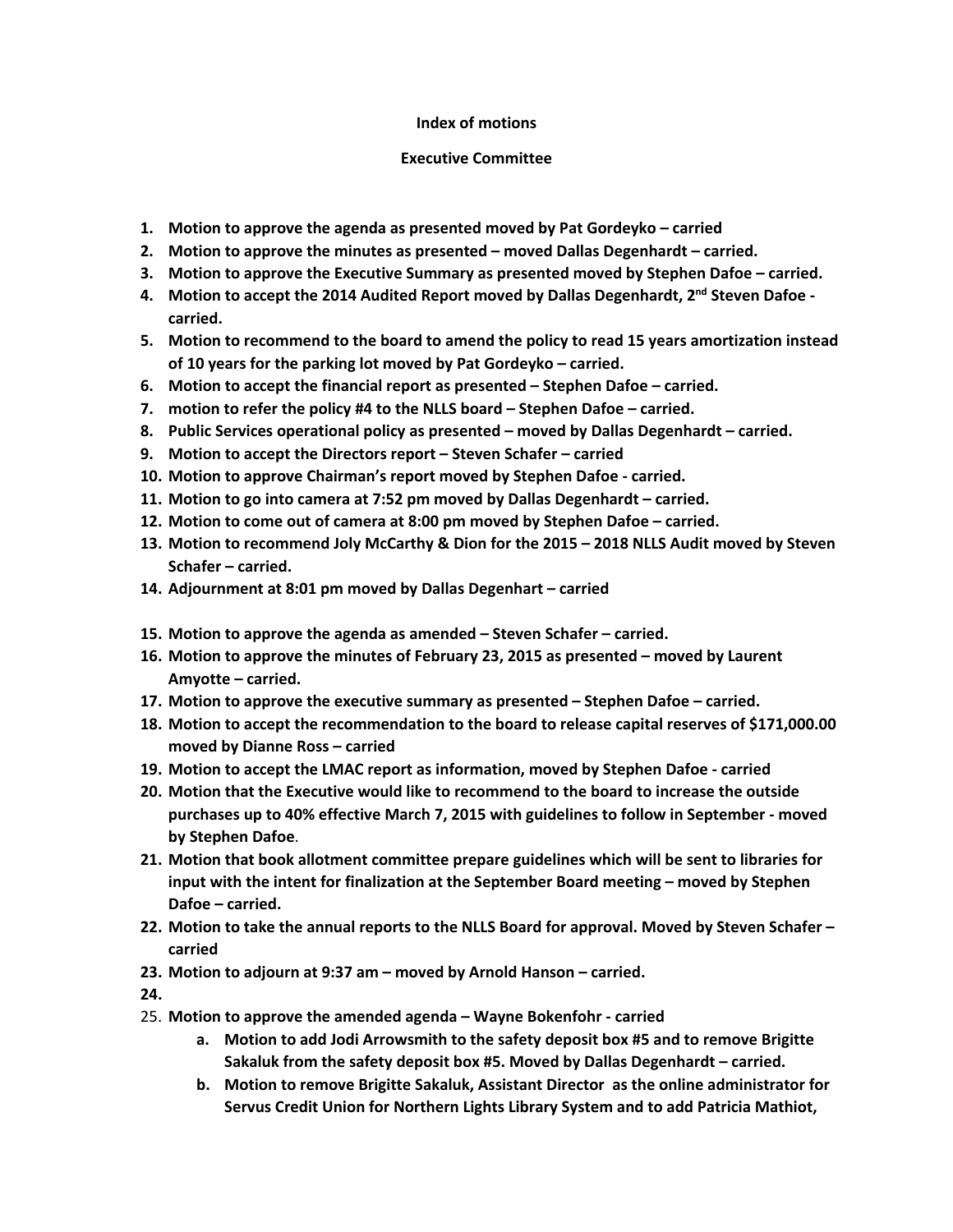**Index of motions**

**Executive Committee**

1. **Motion to approve the agenda as presented moved by Pat Gordeyko – carried**
2. **Motion to approve the minutes as presented – moved Dallas Degenhardt – carried.**
3. **Motion to approve the Executive Summary as presented moved by Stephen Dafoe – carried.**
4. **Motion to accept the 2014 Audited Report moved by Dallas Degenhardt, 2nd Steven Dafoe - carried.**
5. **Motion to recommend to the board to amend the policy to read 15 years amortization instead of 10 years for the parking lot moved by Pat Gordeyko – carried.**
6. **Motion to accept the financial report as presented – Stephen Dafoe – carried.**
7. **motion to refer the policy #4 to the NLLS board – Stephen Dafoe – carried.**
8. **Public Services operational policy as presented – moved by Dallas Degenhardt – carried.**
9. **Motion to accept the Directors report – Steven Schafer – carried**
10. **Motion to approve Chairman's report moved by Stephen Dafoe - carried.**
11. **Motion to go into camera at 7:52 pm moved by Dallas Degenhardt – carried.**
12. **Motion to come out of camera at 8:00 pm moved by Stephen Dafoe – carried.**
13. **Motion to recommend Joly McCarthy & Dion for the 2015 – 2018 NLLS Audit moved by Steven Schafer – carried.**
14. **Adjournment at 8:01 pm moved by Dallas Degenhart – carried**
15. **Motion to approve the agenda as amended – Steven Schafer – carried.**
16. **Motion to approve the minutes of February 23, 2015 as presented – moved by Laurent Amyotte – carried.**
17. **Motion to approve the executive summary as presented – Stephen Dafoe – carried.**
18. **Motion to accept the recommendation to the board to release capital reserves of $171,000.00 moved by Dianne Ross – carried**
19. **Motion to accept the LMAC report as information, moved by Stephen Dafoe - carried**
20. **Motion that the Executive would like to recommend to the board to increase the outside purchases up to 40% effective March 7, 2015 with guidelines to follow in September - moved by Stephen Dafoe**.
21. **Motion that book allotment committee prepare guidelines which will be sent to libraries for input with the intent for finalization at the September Board meeting – moved by Stephen Dafoe – carried.**
22. **Motion to take the annual reports to the NLLS Board for approval. Moved by Steven Schafer – carried**
23. **Motion to adjourn at 9:37 am – moved by Arnold Hanson – carried.**
24. 
25. **Motion to approve the amended agenda – Wayne Bokenfohr - carried**
    a. **Motion to add Jodi Arrowsmith to the safety deposit box #5 and to remove Brigitte Sakaluk from the safety deposit box #5. Moved by Dallas Degenhardt – carried.**
    b. **Motion to remove Brigitte Sakaluk, Assistant Director as the online administrator for Servus Credit Union for Northern Lights Library System and to add Patricia Mathiot,**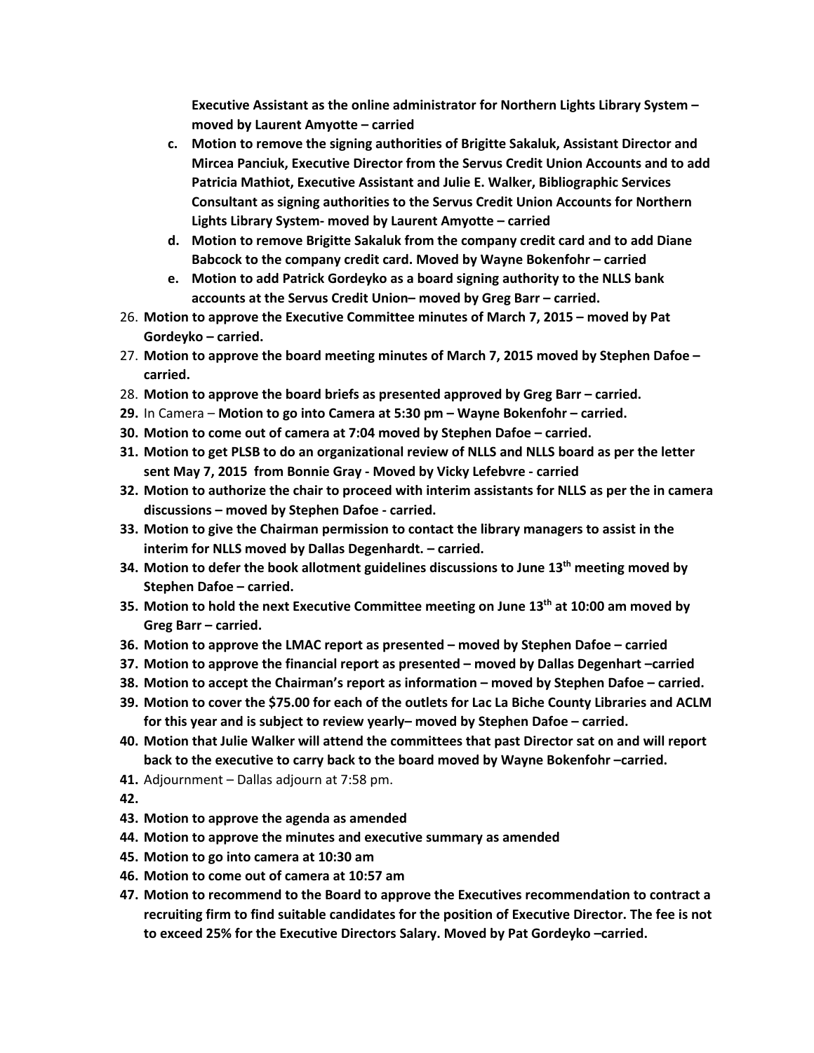**Executive Assistant as the online administrator for Northern Lights Library System – moved by Laurent Amyotte – carried**

   c. **Motion to remove the signing authorities of Brigitte Sakaluk, Assistant Director and Mircea Panciuk, Executive Director from the Servus Credit Union Accounts and to add Patricia Mathiot, Executive Assistant and Julie E. Walker, Bibliographic Services Consultant as signing authorities to the Servus Credit Union Accounts for Northern Lights Library System- moved by Laurent Amyotte – carried**
   d. **Motion to remove Brigitte Sakaluk from the company credit card and to add Diane Babcock to the company credit card. Moved by Wayne Bokenfohr – carried**
   e. **Motion to add Patrick Gordeyko as a board signing authority to the NLLS bank accounts at the Servus Credit Union– moved by Greg Barr – carried.**

26. **Motion to approve the Executive Committee minutes of March 7, 2015 – moved by Pat Gordeyko – carried.**
27. **Motion to approve the board meeting minutes of March 7, 2015 moved by Stephen Dafoe – carried.**
28. **Motion to approve the board briefs as presented approved by Greg Barr – carried.**
29. In Camera – **Motion to go into Camera at 5:30 pm – Wayne Bokenfohr – carried.**
30. **Motion to come out of camera at 7:04 moved by Stephen Dafoe – carried.**
31. **Motion to get PLSB to do an organizational review of NLLS and NLLS board as per the letter sent May 7, 2015 from Bonnie Gray - Moved by Vicky Lefebvre - carried**
32. **Motion to authorize the chair to proceed with interim assistants for NLLS as per the in camera discussions – moved by Stephen Dafoe - carried.**
33. **Motion to give the Chairman permission to contact the library managers to assist in the interim for NLLS moved by Dallas Degenhardt. – carried.**
34. **Motion to defer the book allotment guidelines discussions to June 13th meeting moved by Stephen Dafoe – carried.**
35. **Motion to hold the next Executive Committee meeting on June 13th at 10:00 am moved by Greg Barr – carried.**
36. **Motion to approve the LMAC report as presented – moved by Stephen Dafoe – carried**
37. **Motion to approve the financial report as presented – moved by Dallas Degenhart –carried**
38. **Motion to accept the Chairman's report as information – moved by Stephen Dafoe – carried.**
39. **Motion to cover the $75.00 for each of the outlets for Lac La Biche County Libraries and ACLM for this year and is subject to review yearly– moved by Stephen Dafoe – carried.**
40. **Motion that Julie Walker will attend the committees that past Director sat on and will report back to the executive to carry back to the board moved by Wayne Bokenfohr –carried.**
41. Adjournment – Dallas adjourn at 7:58 pm.
42. 
43. **Motion to approve the agenda as amended**
44. **Motion to approve the minutes and executive summary as amended**
45. **Motion to go into camera at 10:30 am**
46. **Motion to come out of camera at 10:57 am**
47. **Motion to recommend to the Board to approve the Executives recommendation to contract a recruiting firm to find suitable candidates for the position of Executive Director. The fee is not to exceed 25% for the Executive Directors Salary. Moved by Pat Gordeyko –carried.**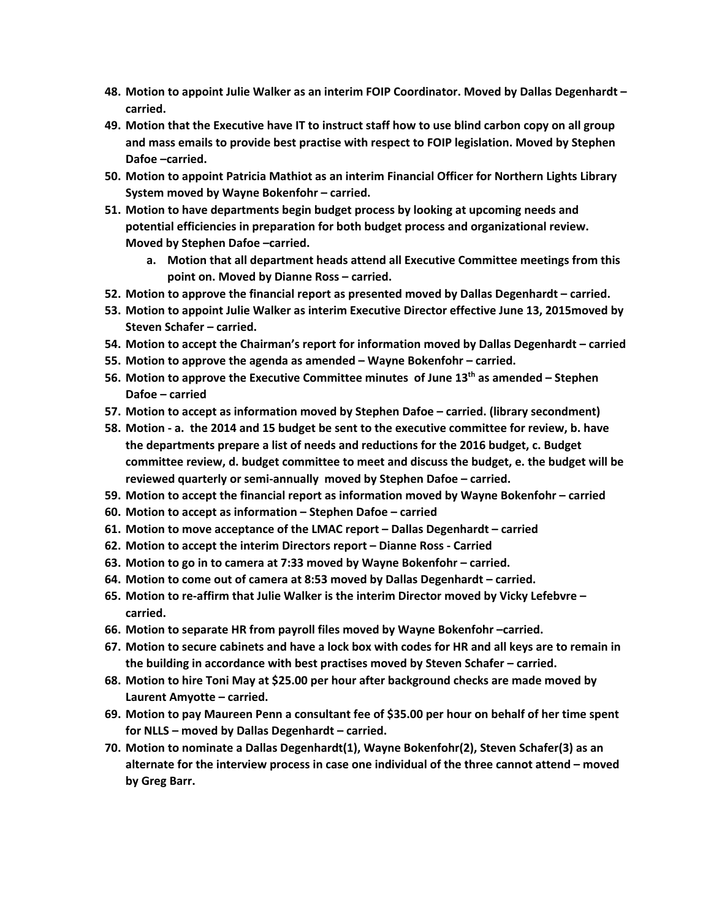48. **Motion to appoint Julie Walker as an interim FOIP Coordinator. Moved by Dallas Degenhardt – carried.**
49. **Motion that the Executive have IT to instruct staff how to use blind carbon copy on all group and mass emails to provide best practise with respect to FOIP legislation. Moved by Stephen Dafoe –carried.**
50. **Motion to appoint Patricia Mathiot as an interim Financial Officer for Northern Lights Library System moved by Wayne Bokenfohr – carried.**
51. **Motion to have departments begin budget process by looking at upcoming needs and potential efficiencies in preparation for both budget process and organizational review. Moved by Stephen Dafoe –carried.**
    a. **Motion that all department heads attend all Executive Committee meetings from this point on. Moved by Dianne Ross – carried.**
52. **Motion to approve the financial report as presented moved by Dallas Degenhardt – carried.**
53. **Motion to appoint Julie Walker as interim Executive Director effective June 13, 2015moved by Steven Schafer – carried.**
54. **Motion to accept the Chairman's report for information moved by Dallas Degenhardt – carried**
55. **Motion to approve the agenda as amended – Wayne Bokenfohr – carried.**
56. **Motion to approve the Executive Committee minutes of June 13th as amended – Stephen Dafoe – carried**
57. **Motion to accept as information moved by Stephen Dafoe – carried. (library secondment)**
58. **Motion - a. the 2014 and 15 budget be sent to the executive committee for review, b. have the departments prepare a list of needs and reductions for the 2016 budget, c. Budget committee review, d. budget committee to meet and discuss the budget, e. the budget will be reviewed quarterly or semi-annually moved by Stephen Dafoe – carried.**
59. **Motion to accept the financial report as information moved by Wayne Bokenfohr – carried**
60. **Motion to accept as information – Stephen Dafoe – carried**
61. **Motion to move acceptance of the LMAC report – Dallas Degenhardt – carried**
62. **Motion to accept the interim Directors report – Dianne Ross - Carried**
63. **Motion to go in to camera at 7:33 moved by Wayne Bokenfohr – carried.**
64. **Motion to come out of camera at 8:53 moved by Dallas Degenhardt – carried.**
65. **Motion to re-affirm that Julie Walker is the interim Director moved by Vicky Lefebvre – carried.**
66. **Motion to separate HR from payroll files moved by Wayne Bokenfohr –carried.**
67. **Motion to secure cabinets and have a lock box with codes for HR and all keys are to remain in the building in accordance with best practises moved by Steven Schafer – carried.**
68. **Motion to hire Toni May at $25.00 per hour after background checks are made moved by Laurent Amyotte – carried.**
69. **Motion to pay Maureen Penn a consultant fee of $35.00 per hour on behalf of her time spent for NLLS – moved by Dallas Degenhardt – carried.**
70. **Motion to nominate a Dallas Degenhardt(1), Wayne Bokenfohr(2), Steven Schafer(3) as an alternate for the interview process in case one individual of the three cannot attend – moved by Greg Barr.**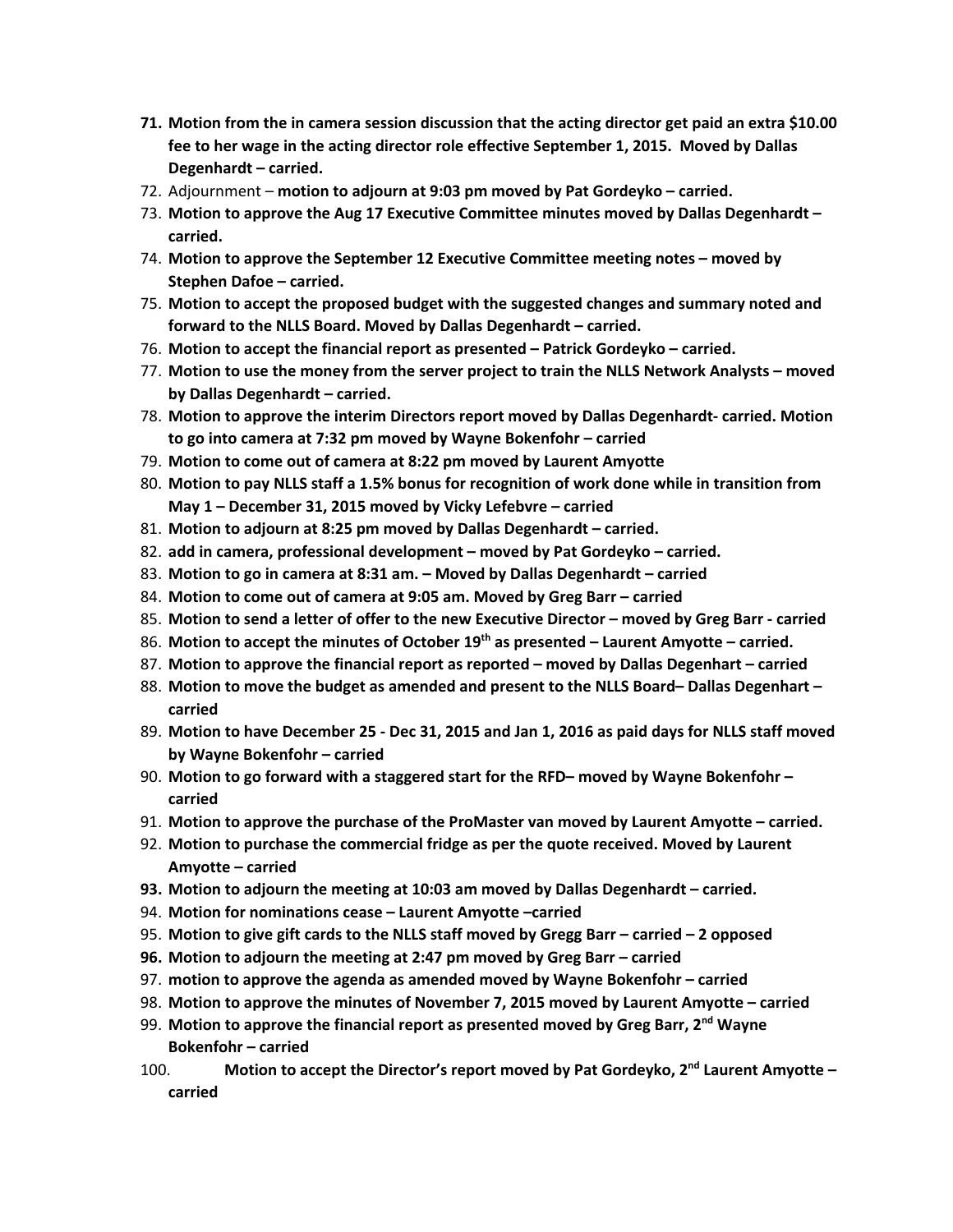71. **Motion from the in camera session discussion that the acting director get paid an extra $10.00 fee to her wage in the acting director role effective September 1, 2015. Moved by Dallas Degenhardt – carried.**
72. Adjournment – **motion to adjourn at 9:03 pm moved by Pat Gordeyko – carried.**
73. **Motion to approve the Aug 17 Executive Committee minutes moved by Dallas Degenhardt – carried.**
74. **Motion to approve the September 12 Executive Committee meeting notes – moved by Stephen Dafoe – carried.**
75. **Motion to accept the proposed budget with the suggested changes and summary noted and forward to the NLLS Board. Moved by Dallas Degenhardt – carried.**
76. **Motion to accept the financial report as presented – Patrick Gordeyko – carried.**
77. **Motion to use the money from the server project to train the NLLS Network Analysts – moved by Dallas Degenhardt – carried.**
78. **Motion to approve the interim Directors report moved by Dallas Degenhardt- carried. Motion to go into camera at 7:32 pm moved by Wayne Bokenfohr – carried**
79. **Motion to come out of camera at 8:22 pm moved by Laurent Amyotte**
80. **Motion to pay NLLS staff a 1.5% bonus for recognition of work done while in transition from May 1 – December 31, 2015 moved by Vicky Lefebvre – carried**
81. **Motion to adjourn at 8:25 pm moved by Dallas Degenhardt – carried.**
82. **add in camera, professional development – moved by Pat Gordeyko – carried.**
83. **Motion to go in camera at 8:31 am. – Moved by Dallas Degenhardt – carried**
84. **Motion to come out of camera at 9:05 am. Moved by Greg Barr – carried**
85. **Motion to send a letter of offer to the new Executive Director – moved by Greg Barr - carried**
86. **Motion to accept the minutes of October 19th as presented – Laurent Amyotte – carried.**
87. **Motion to approve the financial report as reported – moved by Dallas Degenhart – carried**
88. **Motion to move the budget as amended and present to the NLLS Board– Dallas Degenhart – carried**
89. **Motion to have December 25 - Dec 31, 2015 and Jan 1, 2016 as paid days for NLLS staff moved by Wayne Bokenfohr – carried**
90. **Motion to go forward with a staggered start for the RFD– moved by Wayne Bokenfohr – carried**
91. **Motion to approve the purchase of the ProMaster van moved by Laurent Amyotte – carried.**
92. **Motion to purchase the commercial fridge as per the quote received. Moved by Laurent Amyotte – carried**
93. **Motion to adjourn the meeting at 10:03 am moved by Dallas Degenhardt – carried.**
94. **Motion for nominations cease – Laurent Amyotte –carried**
95. **Motion to give gift cards to the NLLS staff moved by Gregg Barr – carried – 2 opposed**
96. **Motion to adjourn the meeting at 2:47 pm moved by Greg Barr – carried**
97. **motion to approve the agenda as amended moved by Wayne Bokenfohr – carried**
98. **Motion to approve the minutes of November 7, 2015 moved by Laurent Amyotte – carried**
99. **Motion to approve the financial report as presented moved by Greg Barr, 2nd Wayne Bokenfohr – carried**
100. **Motion to accept the Director's report moved by Pat Gordeyko, 2nd Laurent Amyotte – carried**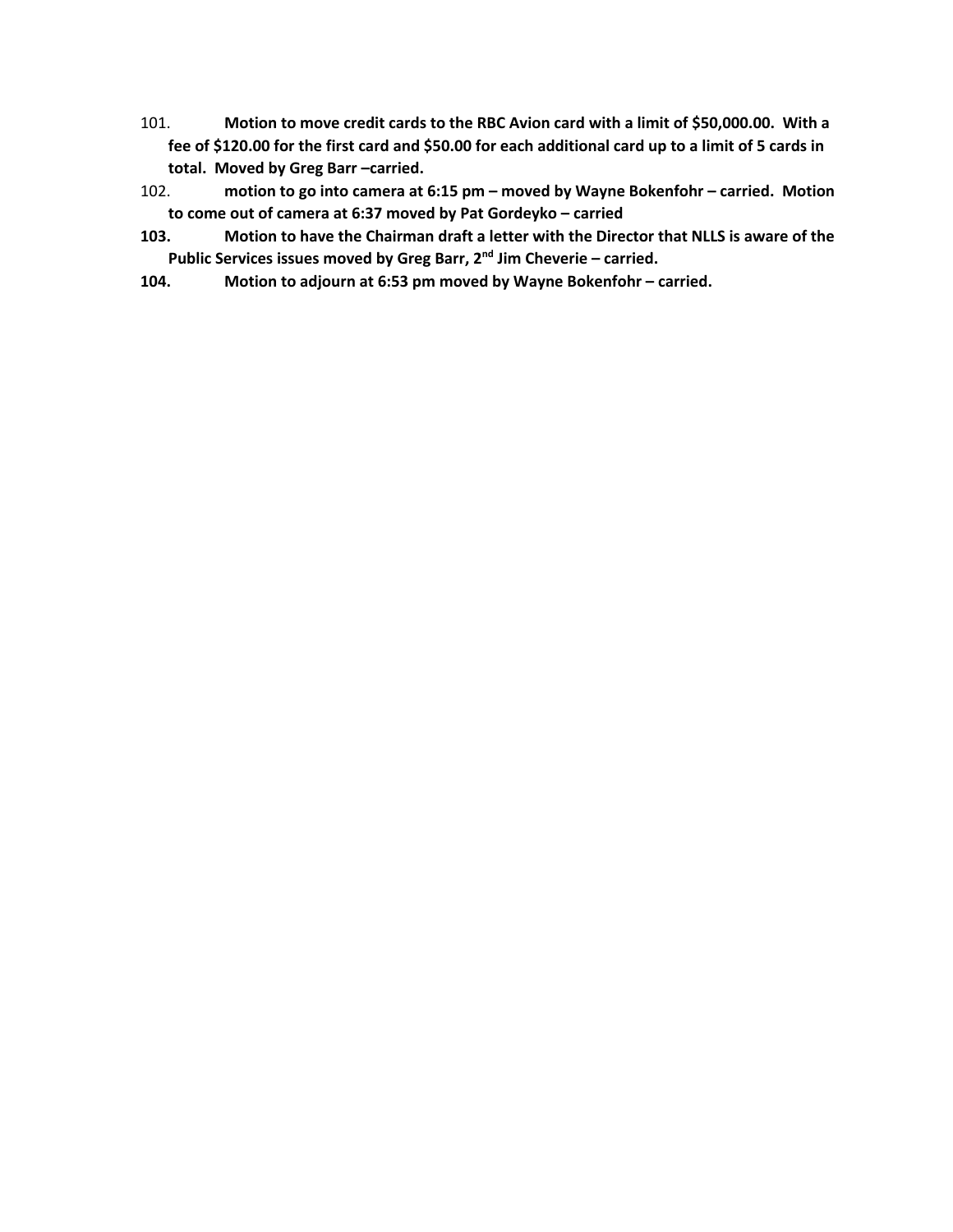101. **Motion to move credit cards to the RBC Avion card with a limit of $50,000.00. With a fee of $120.00 for the first card and $50.00 for each additional card up to a limit of 5 cards in total. Moved by Greg Barr –carried.**

102. **motion to go into camera at 6:15 pm – moved by Wayne Bokenfohr – carried. Motion to come out of camera at 6:37 moved by Pat Gordeyko – carried**

**103. Motion to have the Chairman draft a letter with the Director that NLLS is aware of the Public Services issues moved by Greg Barr, 2nd Jim Cheverie – carried.**

**104. Motion to adjourn at 6:53 pm moved by Wayne Bokenfohr – carried.**